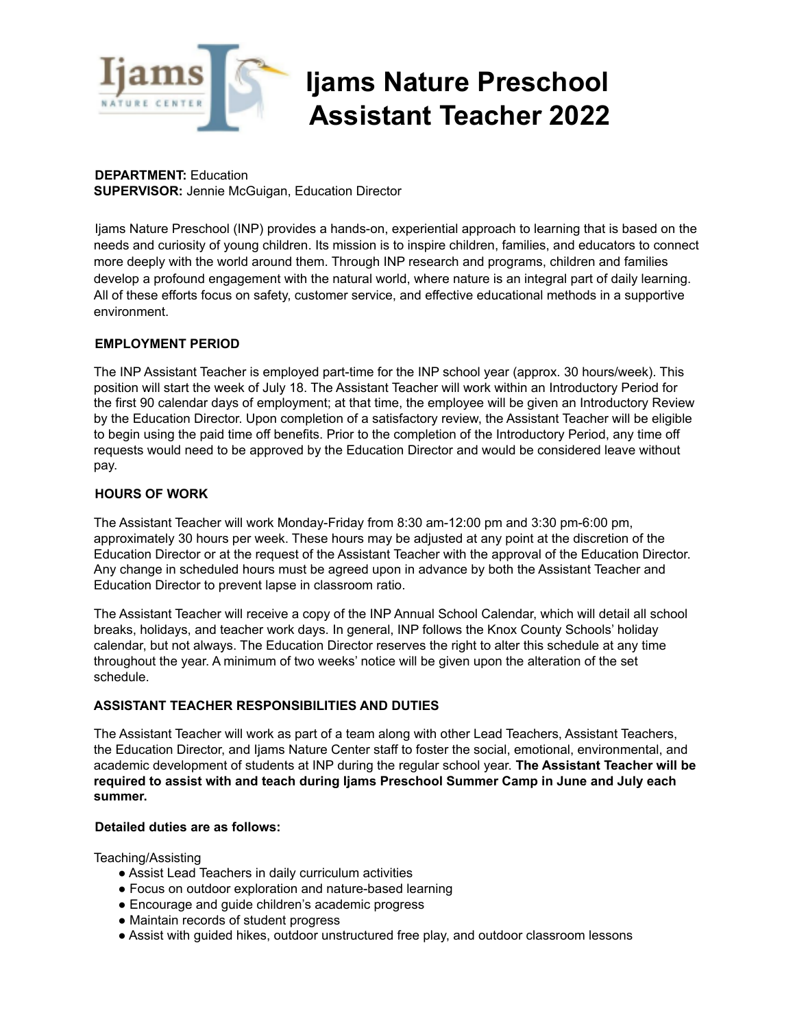# Ijams Nature Preschool Assistant Teacher 2022

**DEPARTMENT:** Education
**SUPERVISOR:** Jennie McGuigan, Education Director

Ijams Nature Preschool (INP) provides a hands-on, experiential approach to learning that is based on the needs and curiosity of young children. Its mission is to inspire children, families, and educators to connect more deeply with the world around them. Through INP research and programs, children and families develop a profound engagement with the natural world, where nature is an integral part of daily learning. All of these efforts focus on safety, customer service, and effective educational methods in a supportive environment.

## EMPLOYMENT PERIOD

The INP Assistant Teacher is employed part-time for the INP school year (approx. 30 hours/week). This position will start the week of July 18. The Assistant Teacher will work within an Introductory Period for the first 90 calendar days of employment; at that time, the employee will be given an Introductory Review by the Education Director. Upon completion of a satisfactory review, the Assistant Teacher will be eligible to begin using the paid time off benefits. Prior to the completion of the Introductory Period, any time off requests would need to be approved by the Education Director and would be considered leave without pay.

## HOURS OF WORK

The Assistant Teacher will work Monday-Friday from 8:30 am-12:00 pm and 3:30 pm-6:00 pm, approximately 30 hours per week. These hours may be adjusted at any point at the discretion of the Education Director or at the request of the Assistant Teacher with the approval of the Education Director. Any change in scheduled hours must be agreed upon in advance by both the Assistant Teacher and Education Director to prevent lapse in classroom ratio.

The Assistant Teacher will receive a copy of the INP Annual School Calendar, which will detail all school breaks, holidays, and teacher work days. In general, INP follows the Knox County Schools' holiday calendar, but not always. The Education Director reserves the right to alter this schedule at any time throughout the year. A minimum of two weeks' notice will be given upon the alteration of the set schedule.

## ASSISTANT TEACHER RESPONSIBILITIES AND DUTIES

The Assistant Teacher will work as part of a team along with other Lead Teachers, Assistant Teachers, the Education Director, and Ijams Nature Center staff to foster the social, emotional, environmental, and academic development of students at INP during the regular school year. **The Assistant Teacher will be required to assist with and teach during Ijams Preschool Summer Camp in June and July each summer.**

**Detailed duties are as follows:**

Teaching/Assisting

- Assist Lead Teachers in daily curriculum activities
- Focus on outdoor exploration and nature-based learning
- Encourage and guide children's academic progress
- Maintain records of student progress
- Assist with guided hikes, outdoor unstructured free play, and outdoor classroom lessons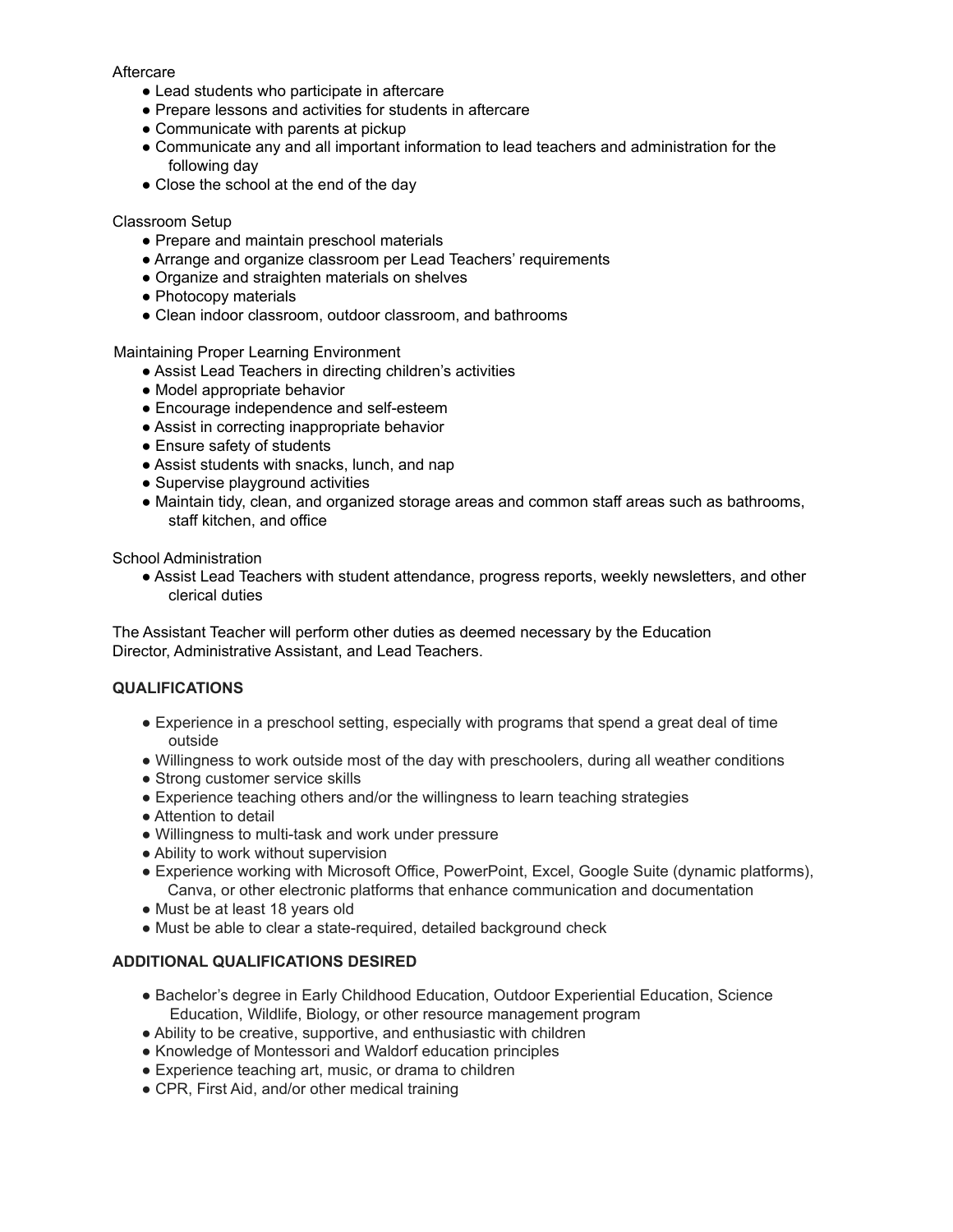Aftercare

- Lead students who participate in aftercare
- Prepare lessons and activities for students in aftercare
- Communicate with parents at pickup
- Communicate any and all important information to lead teachers and administration for the following day
- Close the school at the end of the day

Classroom Setup

- Prepare and maintain preschool materials
- Arrange and organize classroom per Lead Teachers' requirements
- Organize and straighten materials on shelves
- Photocopy materials
- Clean indoor classroom, outdoor classroom, and bathrooms

Maintaining Proper Learning Environment

- Assist Lead Teachers in directing children's activities
- Model appropriate behavior
- Encourage independence and self-esteem
- Assist in correcting inappropriate behavior
- Ensure safety of students
- Assist students with snacks, lunch, and nap
- Supervise playground activities
- Maintain tidy, clean, and organized storage areas and common staff areas such as bathrooms, staff kitchen, and office

School Administration

- Assist Lead Teachers with student attendance, progress reports, weekly newsletters, and other clerical duties

The Assistant Teacher will perform other duties as deemed necessary by the Education Director, Administrative Assistant, and Lead Teachers.

**QUALIFICATIONS**

- Experience in a preschool setting, especially with programs that spend a great deal of time outside
- Willingness to work outside most of the day with preschoolers, during all weather conditions
- Strong customer service skills
- Experience teaching others and/or the willingness to learn teaching strategies
- Attention to detail
- Willingness to multi-task and work under pressure
- Ability to work without supervision
- Experience working with Microsoft Office, PowerPoint, Excel, Google Suite (dynamic platforms), Canva, or other electronic platforms that enhance communication and documentation
- Must be at least 18 years old
- Must be able to clear a state-required, detailed background check

**ADDITIONAL QUALIFICATIONS DESIRED**

- Bachelor's degree in Early Childhood Education, Outdoor Experiential Education, Science Education, Wildlife, Biology, or other resource management program
- Ability to be creative, supportive, and enthusiastic with children
- Knowledge of Montessori and Waldorf education principles
- Experience teaching art, music, or drama to children
- CPR, First Aid, and/or other medical training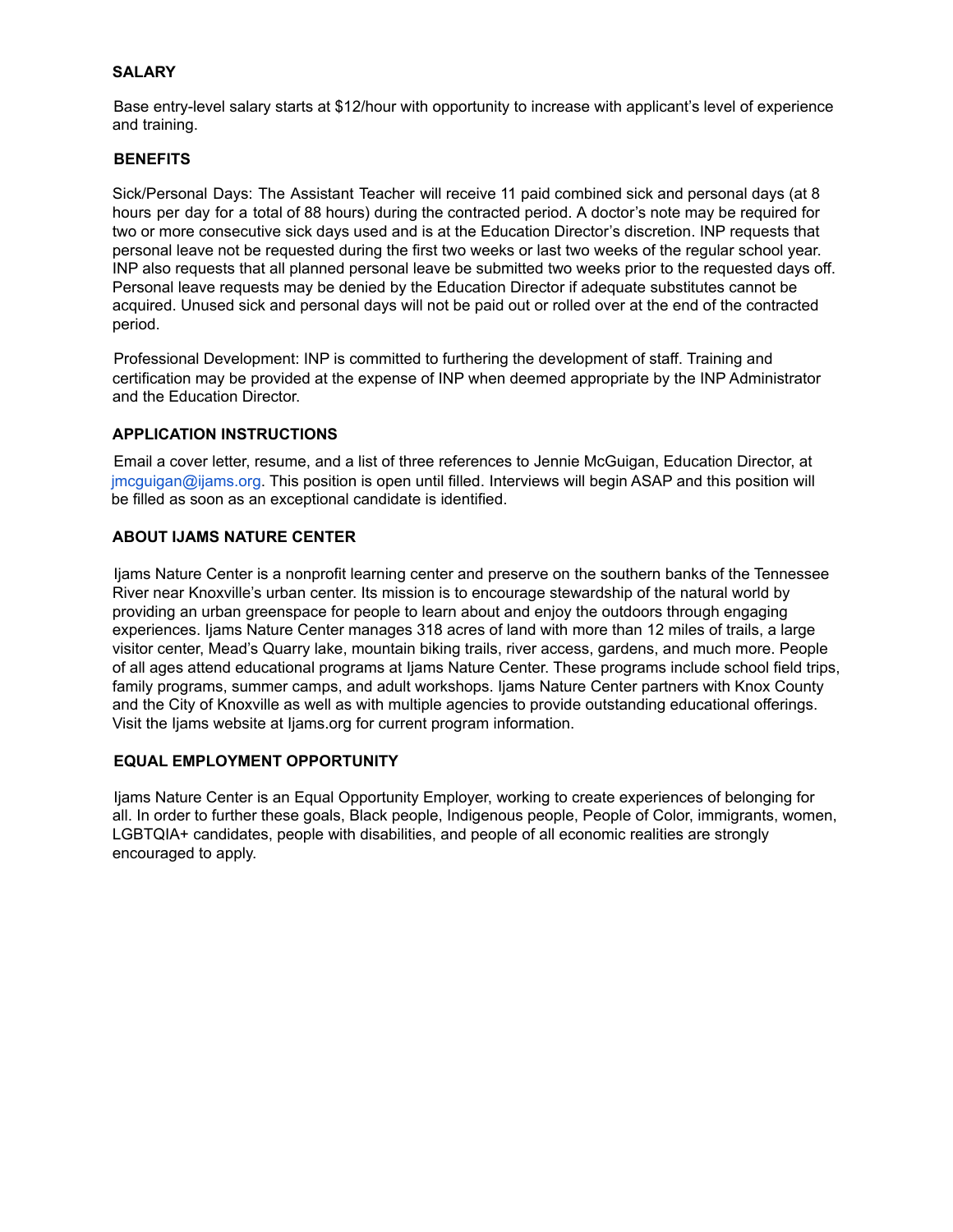## SALARY

Base entry-level salary starts at $12/hour with opportunity to increase with applicant's level of experience and training.

## BENEFITS

Sick/Personal Days: The Assistant Teacher will receive 11 paid combined sick and personal days (at 8 hours per day for a total of 88 hours) during the contracted period. A doctor's note may be required for two or more consecutive sick days used and is at the Education Director's discretion. INP requests that personal leave not be requested during the first two weeks or last two weeks of the regular school year. INP also requests that all planned personal leave be submitted two weeks prior to the requested days off. Personal leave requests may be denied by the Education Director if adequate substitutes cannot be acquired. Unused sick and personal days will not be paid out or rolled over at the end of the contracted period.

Professional Development: INP is committed to furthering the development of staff. Training and certification may be provided at the expense of INP when deemed appropriate by the INP Administrator and the Education Director.

## APPLICATION INSTRUCTIONS

Email a cover letter, resume, and a list of three references to Jennie McGuigan, Education Director, at jmcguigan@ijams.org. This position is open until filled. Interviews will begin ASAP and this position will be filled as soon as an exceptional candidate is identified.

## ABOUT IJAMS NATURE CENTER

Ijams Nature Center is a nonprofit learning center and preserve on the southern banks of the Tennessee River near Knoxville's urban center. Its mission is to encourage stewardship of the natural world by providing an urban greenspace for people to learn about and enjoy the outdoors through engaging experiences. Ijams Nature Center manages 318 acres of land with more than 12 miles of trails, a large visitor center, Mead's Quarry lake, mountain biking trails, river access, gardens, and much more. People of all ages attend educational programs at Ijams Nature Center. These programs include school field trips, family programs, summer camps, and adult workshops. Ijams Nature Center partners with Knox County and the City of Knoxville as well as with multiple agencies to provide outstanding educational offerings. Visit the Ijams website at Ijams.org for current program information.

## EQUAL EMPLOYMENT OPPORTUNITY

Ijams Nature Center is an Equal Opportunity Employer, working to create experiences of belonging for all. In order to further these goals, Black people, Indigenous people, People of Color, immigrants, women, LGBTQIA+ candidates, people with disabilities, and people of all economic realities are strongly encouraged to apply.